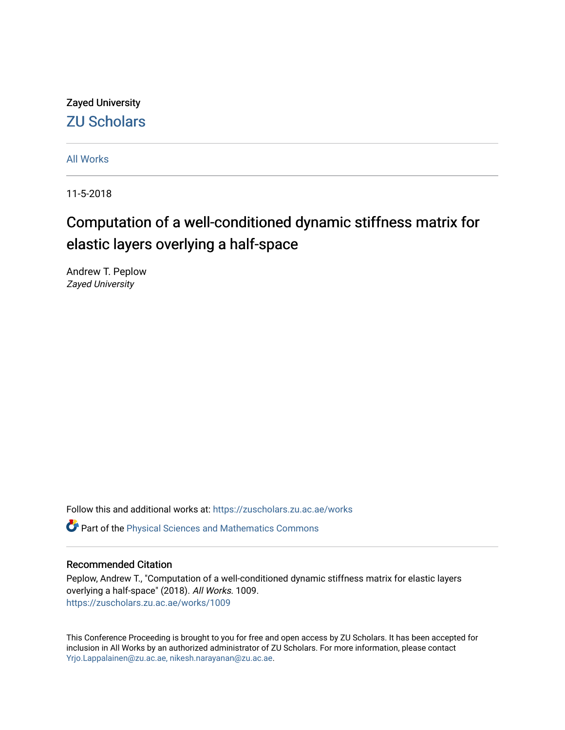Zayed University

ZU Scholars

All Works

11-5-2018

# Computation of a well-conditioned dynamic stiffness matrix for elastic layers overlying a half-space

Andrew T. Peplow
*Zayed University*

Follow this and additional works at: https://zuscholars.zu.ac.ae/works

Part of the Physical Sciences and Mathematics Commons

## Recommended Citation

Peplow, Andrew T., "Computation of a well-conditioned dynamic stiffness matrix for elastic layers overlying a half-space" (2018). *All Works*. 1009.
https://zuscholars.zu.ac.ae/works/1009

This Conference Proceeding is brought to you for free and open access by ZU Scholars. It has been accepted for inclusion in All Works by an authorized administrator of ZU Scholars. For more information, please contact Yrjo.Lappalainen@zu.ac.ae, nikesh.narayanan@zu.ac.ae.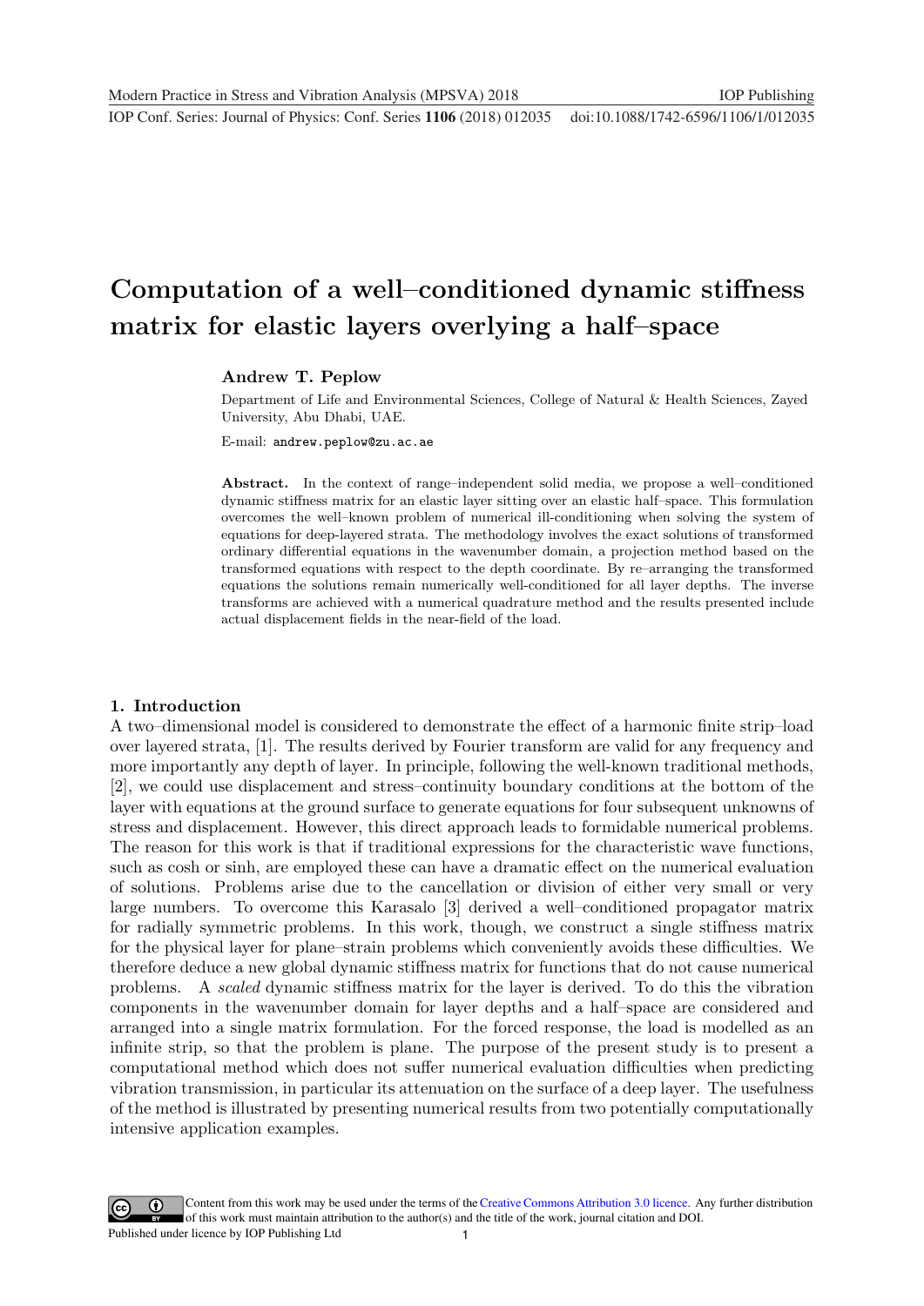# Computation of a well–conditioned dynamic stiffness matrix for elastic layers overlying a half–space

**Andrew T. Peplow**

Department of Life and Environmental Sciences, College of Natural & Health Sciences, Zayed University, Abu Dhabi, UAE.

E-mail: `andrew.peplow@zu.ac.ae`

**Abstract.** In the context of range–independent solid media, we propose a well–conditioned dynamic stiffness matrix for an elastic layer sitting over an elastic half–space. This formulation overcomes the well–known problem of numerical ill-conditioning when solving the system of equations for deep-layered strata. The methodology involves the exact solutions of transformed ordinary differential equations in the wavenumber domain, a projection method based on the transformed equations with respect to the depth coordinate. By re–arranging the transformed equations the solutions remain numerically well-conditioned for all layer depths. The inverse transforms are achieved with a numerical quadrature method and the results presented include actual displacement fields in the near-field of the load.

## 1. Introduction

A two–dimensional model is considered to demonstrate the effect of a harmonic finite strip–load over layered strata, [1]. The results derived by Fourier transform are valid for any frequency and more importantly any depth of layer. In principle, following the well-known traditional methods, [2], we could use displacement and stress–continuity boundary conditions at the bottom of the layer with equations at the ground surface to generate equations for four subsequent unknowns of stress and displacement. However, this direct approach leads to formidable numerical problems. The reason for this work is that if traditional expressions for the characteristic wave functions, such as cosh or sinh, are employed these can have a dramatic effect on the numerical evaluation of solutions. Problems arise due to the cancellation or division of either very small or very large numbers. To overcome this Karasalo [3] derived a well–conditioned propagator matrix for radially symmetric problems. In this work, though, we construct a single stiffness matrix for the physical layer for plane–strain problems which conveniently avoids these difficulties. We therefore deduce a new global dynamic stiffness matrix for functions that do not cause numerical problems. A *scaled* dynamic stiffness matrix for the layer is derived. To do this the vibration components in the wavenumber domain for layer depths and a half–space are considered and arranged into a single matrix formulation. For the forced response, the load is modelled as an infinite strip, so that the problem is plane. The purpose of the present study is to present a computational method which does not suffer numerical evaluation difficulties when predicting vibration transmission, in particular its attenuation on the surface of a deep layer. The usefulness of the method is illustrated by presenting numerical results from two potentially computationally intensive application examples.

Content from this work may be used under the terms of the Creative Commons Attribution 3.0 licence. Any further distribution of this work must maintain attribution to the author(s) and the title of the work, journal citation and DOI.
Published under licence by IOP Publishing Ltd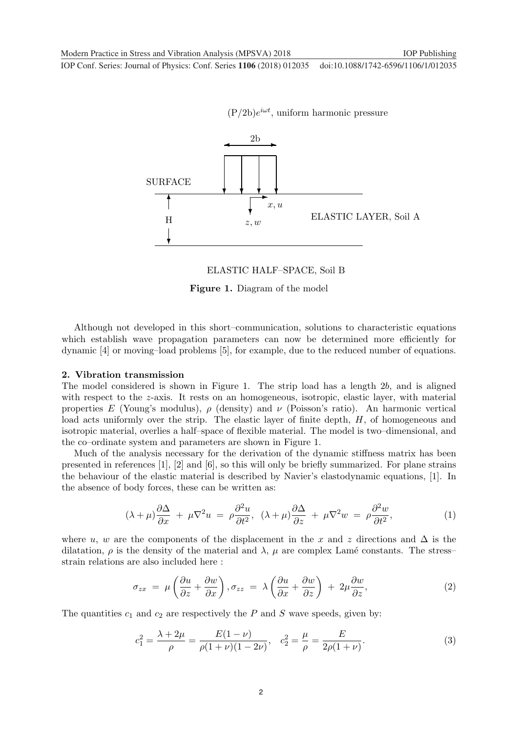(P/2b)$e^{i\omega t}$, uniform harmonic pressure

2b

SURFACE

$x, u$

H

$z, w$

ELASTIC LAYER, Soil A

ELASTIC HALF–SPACE, Soil B

**Figure 1.** Diagram of the model

Although not developed in this short–communication, solutions to characteristic equations which establish wave propagation parameters can now be determined more efficiently for dynamic [4] or moving–load problems [5], for example, due to the reduced number of equations.

## 2. Vibration transmission

The model considered is shown in Figure 1. The strip load has a length $2b$, and is aligned with respect to the $z$-axis. It rests on an homogeneous, isotropic, elastic layer, with material properties $E$ (Young's modulus), $\rho$ (density) and $\nu$ (Poisson's ratio). An harmonic vertical load acts uniformly over the strip. The elastic layer of finite depth, $H$, of homogeneous and isotropic material, overlies a half–space of flexible material. The model is two–dimensional, and the co–ordinate system and parameters are shown in Figure 1.

Much of the analysis necessary for the derivation of the dynamic stiffness matrix has been presented in references [1], [2] and [6], so this will only be briefly summarized. For plane strains the behaviour of the elastic material is described by Navier's elastodynamic equations, [1]. In the absence of body forces, these can be written as:

$$(\lambda+\mu)\frac{\partial\Delta}{\partial x} \;+\; \mu\nabla^2 u \;=\; \rho\frac{\partial^2 u}{\partial t^2},\;\; (\lambda+\mu)\frac{\partial\Delta}{\partial z} \;+\; \mu\nabla^2 w \;=\; \rho\frac{\partial^2 w}{\partial t^2}, \tag{1}$$

where $u$, $w$ are the components of the displacement in the $x$ and $z$ directions and $\Delta$ is the dilatation, $\rho$ is the density of the material and $\lambda$, $\mu$ are complex Lamé constants. The stress–strain relations are also included here :

$$\sigma_{zx} \;=\; \mu\left(\frac{\partial u}{\partial z}+\frac{\partial w}{\partial x}\right), \sigma_{zz} \;=\; \lambda\left(\frac{\partial u}{\partial x}+\frac{\partial w}{\partial z}\right) \;+\; 2\mu\frac{\partial w}{\partial z}, \tag{2}$$

The quantities $c_1$ and $c_2$ are respectively the $P$ and $S$ wave speeds, given by:

$$c_1^2 = \frac{\lambda+2\mu}{\rho} = \frac{E(1-\nu)}{\rho(1+\nu)(1-2\nu)}, \quad c_2^2 = \frac{\mu}{\rho} = \frac{E}{2\rho(1+\nu)}. \tag{3}$$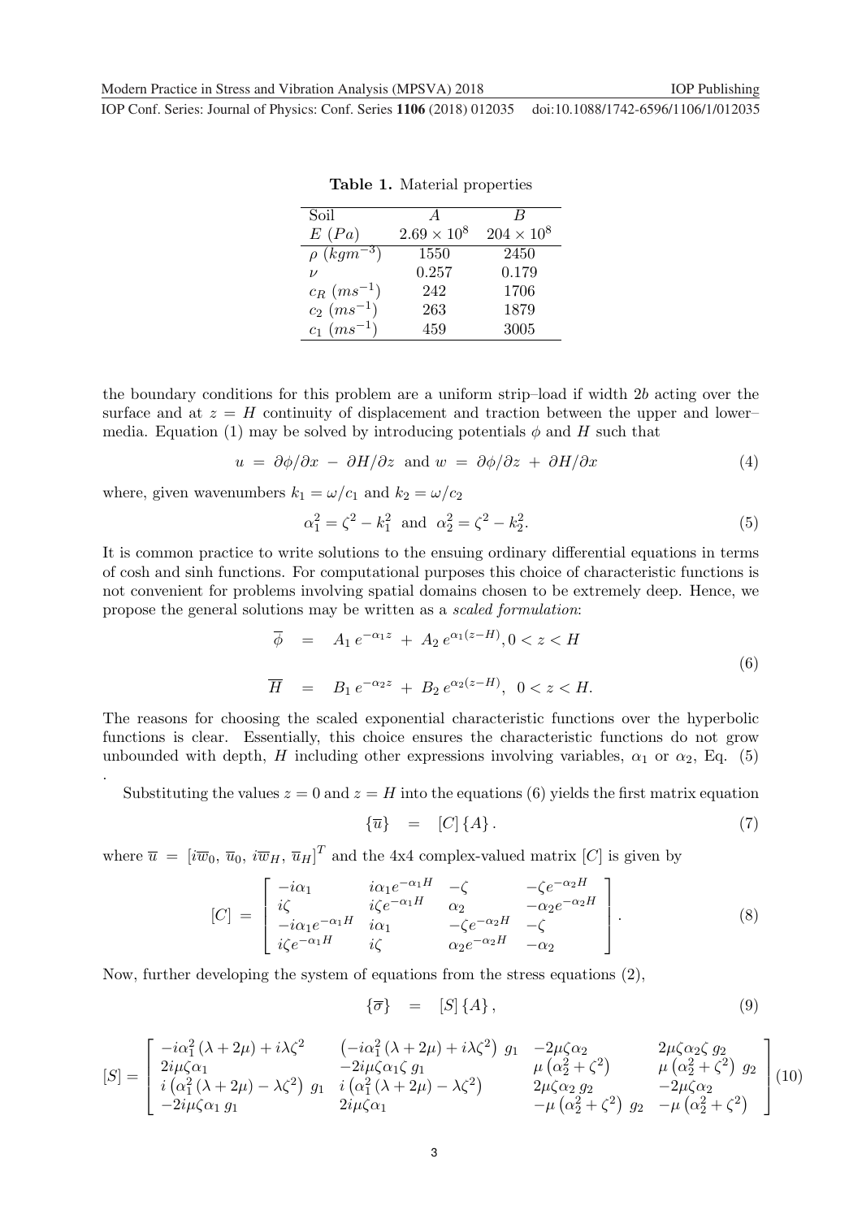**Table 1.** Material properties

| Soil | $A$ | $B$ |
|---|---|---|
| $E$ $(Pa)$ | $2.69 \times 10^8$ | $204 \times 10^8$ |
| $\rho$ $(kgm^{-3})$ | 1550 | 2450 |
| $\nu$ | 0.257 | 0.179 |
| $c_R$ $(ms^{-1})$ | 242 | 1706 |
| $c_2$ $(ms^{-1})$ | 263 | 1879 |
| $c_1$ $(ms^{-1})$ | 459 | 3005 |

the boundary conditions for this problem are a uniform strip–load if width $2b$ acting over the surface and at $z = H$ continuity of displacement and traction between the upper and lower–media. Equation (1) may be solved by introducing potentials $\phi$ and $H$ such that

$$u = \partial\phi/\partial x - \partial H/\partial z \text{ and } w = \partial\phi/\partial z + \partial H/\partial x \tag{4}$$

where, given wavenumbers $k_1 = \omega/c_1$ and $k_2 = \omega/c_2$

$$\alpha_1^2 = \zeta^2 - k_1^2 \text{ and } \alpha_2^2 = \zeta^2 - k_2^2. \tag{5}$$

It is common practice to write solutions to the ensuing ordinary differential equations in terms of cosh and sinh functions. For computational purposes this choice of characteristic functions is not convenient for problems involving spatial domains chosen to be extremely deep. Hence, we propose the general solutions may be written as a *scaled formulation*:

$$\begin{aligned} \overline{\phi} &= A_1\, e^{-\alpha_1 z} + A_2\, e^{\alpha_1(z-H)}, 0 < z < H \\ \overline{H} &= B_1\, e^{-\alpha_2 z} + B_2\, e^{\alpha_2(z-H)}, \;\; 0 < z < H. \end{aligned} \tag{6}$$

The reasons for choosing the scaled exponential characteristic functions over the hyperbolic functions is clear. Essentially, this choice ensures the characteristic functions do not grow unbounded with depth, $H$ including other expressions involving variables, $\alpha_1$ or $\alpha_2$, Eq. (5)
.

Substituting the values $z = 0$ and $z = H$ into the equations (6) yields the first matrix equation

$$\{\overline{u}\} = [C]\{A\}. \tag{7}$$

where $\overline{u} = [i\overline{w}_0,\, \overline{u}_0,\, i\overline{w}_H,\, \overline{u}_H]^T$ and the 4x4 complex-valued matrix $[C]$ is given by

$$[C] = \begin{bmatrix} -i\alpha_1 & i\alpha_1 e^{-\alpha_1 H} & -\zeta & -\zeta e^{-\alpha_2 H} \\ i\zeta & i\zeta e^{-\alpha_1 H} & \alpha_2 & -\alpha_2 e^{-\alpha_2 H} \\ -i\alpha_1 e^{-\alpha_1 H} & i\alpha_1 & -\zeta e^{-\alpha_2 H} & -\zeta \\ i\zeta e^{-\alpha_1 H} & i\zeta & \alpha_2 e^{-\alpha_2 H} & -\alpha_2 \end{bmatrix}. \tag{8}$$

Now, further developing the system of equations from the stress equations (2),

$$\{\overline{\sigma}\} = [S]\{A\}, \tag{9}$$

$$[S] = \begin{bmatrix} -i\alpha_1^2(\lambda+2\mu) + i\lambda\zeta^2 & \left(-i\alpha_1^2(\lambda+2\mu) + i\lambda\zeta^2\right)\, g_1 & -2\mu\zeta\alpha_2 & 2\mu\zeta\alpha_2\zeta\, g_2 \\ 2i\mu\zeta\alpha_1 & -2i\mu\zeta\alpha_1\zeta\, g_1 & \mu\left(\alpha_2^2+\zeta^2\right) & \mu\left(\alpha_2^2+\zeta^2\right)\, g_2 \\ i\left(\alpha_1^2(\lambda+2\mu) - \lambda\zeta^2\right)\, g_1 & i\left(\alpha_1^2(\lambda+2\mu) - \lambda\zeta^2\right) & 2\mu\zeta\alpha_2\, g_2 & -2\mu\zeta\alpha_2 \\ -2i\mu\zeta\alpha_1\, g_1 & 2i\mu\zeta\alpha_1 & -\mu\left(\alpha_2^2+\zeta^2\right)\, g_2 & -\mu\left(\alpha_2^2+\zeta^2\right) \end{bmatrix} \tag{10}$$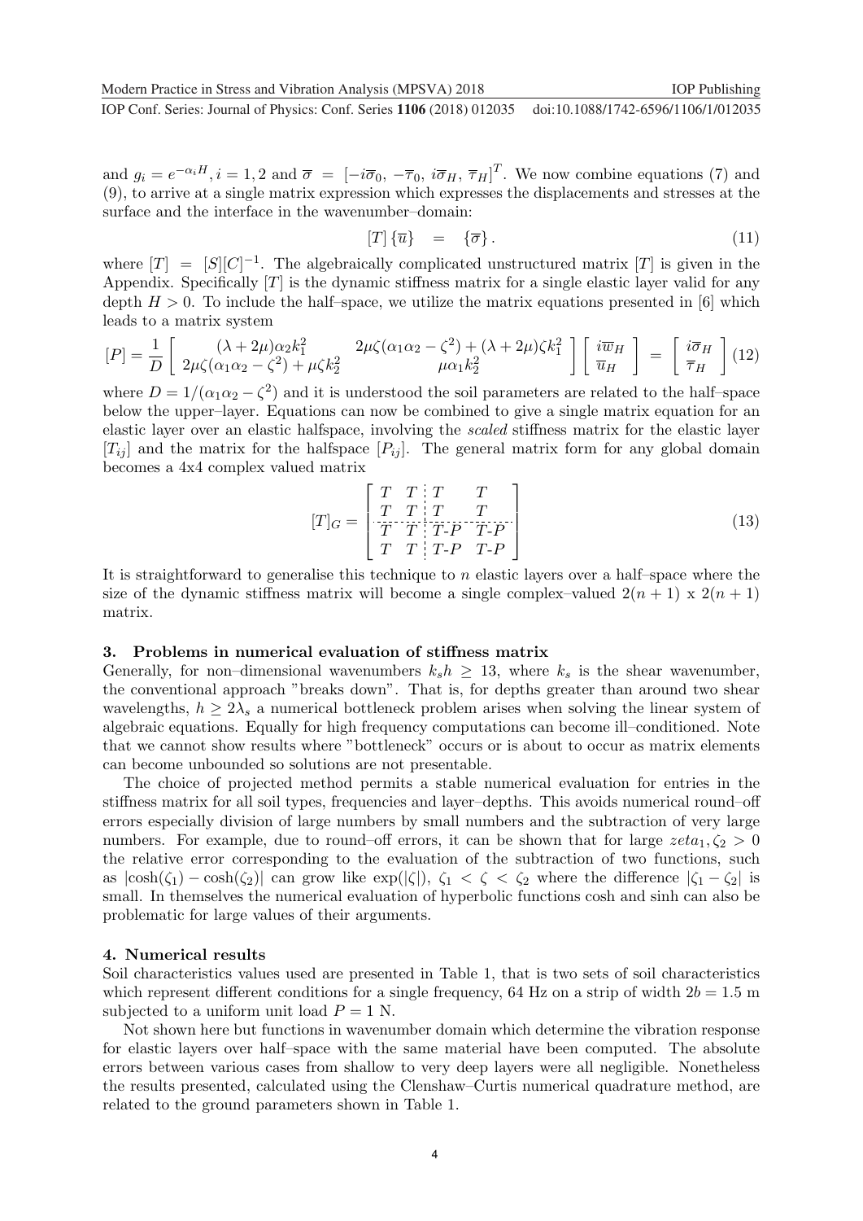and $g_i = e^{-\alpha_i H}, i = 1, 2$ and $\overline{\sigma} = [-i\overline{\sigma}_0,\ -\overline{\tau}_0,\ i\overline{\sigma}_H,\ \overline{\tau}_H]^T$. We now combine equations (7) and (9), to arrive at a single matrix expression which expresses the displacements and stresses at the surface and the interface in the wavenumber–domain:

$$[T]\{\overline{u}\} \quad = \quad \{\overline{\sigma}\}. \tag{11}$$

where $[T] = [S][C]^{-1}$. The algebraically complicated unstructured matrix $[T]$ is given in the Appendix. Specifically $[T]$ is the dynamic stiffness matrix for a single elastic layer valid for any depth $H > 0$. To include the half–space, we utilize the matrix equations presented in [6] which leads to a matrix system

$$[P] = \frac{1}{D}\begin{bmatrix} (\lambda+2\mu)\alpha_2 k_1^2 & 2\mu\zeta(\alpha_1\alpha_2 - \zeta^2) + (\lambda+2\mu)\zeta k_1^2 \\ 2\mu\zeta(\alpha_1\alpha_2 - \zeta^2) + \mu\zeta k_2^2 & \mu\alpha_1 k_2^2 \end{bmatrix}\begin{bmatrix} i\overline{w}_H \\ \overline{u}_H \end{bmatrix} = \begin{bmatrix} i\overline{\sigma}_H \\ \overline{\tau}_H \end{bmatrix} \tag{12}$$

where $D = 1/(\alpha_1\alpha_2 - \zeta^2)$ and it is understood the soil parameters are related to the half–space below the upper–layer. Equations can now be combined to give a single matrix equation for an elastic layer over an elastic halfspace, involving the *scaled* stiffness matrix for the elastic layer $[T_{ij}]$ and the matrix for the halfspace $[P_{ij}]$. The general matrix form for any global domain becomes a 4x4 complex valued matrix

$$[T]_G = \left[\begin{array}{cc:cc} T & T & T & T \\ T & T & T & T \\ \hdashline T & T & T\text{-}P & T\text{-}P \\ T & T & T\text{-}P & T\text{-}P \end{array}\right] \tag{13}$$

It is straightforward to generalise this technique to $n$ elastic layers over a half–space where the size of the dynamic stiffness matrix will become a single complex–valued $2(n+1)$ x $2(n+1)$ matrix.

## 3. Problems in numerical evaluation of stiffness matrix

Generally, for non–dimensional wavenumbers $k_s h \geq 13$, where $k_s$ is the shear wavenumber, the conventional approach "breaks down". That is, for depths greater than around two shear wavelengths, $h \geq 2\lambda_s$ a numerical bottleneck problem arises when solving the linear system of algebraic equations. Equally for high frequency computations can become ill–conditioned. Note that we cannot show results where "bottleneck" occurs or is about to occur as matrix elements can become unbounded so solutions are not presentable.

The choice of projected method permits a stable numerical evaluation for entries in the stiffness matrix for all soil types, frequencies and layer–depths. This avoids numerical round–off errors especially division of large numbers by small numbers and the subtraction of very large numbers. For example, due to round–off errors, it can be shown that for large $zeta_1, \zeta_2 > 0$ the relative error corresponding to the evaluation of the subtraction of two functions, such as $|\cosh(\zeta_1) - \cosh(\zeta_2)|$ can grow like $\exp(|\zeta|)$, $\zeta_1 < \zeta < \zeta_2$ where the difference $|\zeta_1 - \zeta_2|$ is small. In themselves the numerical evaluation of hyperbolic functions cosh and sinh can also be problematic for large values of their arguments.

## 4. Numerical results

Soil characteristics values used are presented in Table 1, that is two sets of soil characteristics which represent different conditions for a single frequency, 64 Hz on a strip of width $2b = 1.5$ m subjected to a uniform unit load $P = 1$ N.

Not shown here but functions in wavenumber domain which determine the vibration response for elastic layers over half–space with the same material have been computed. The absolute errors between various cases from shallow to very deep layers were all negligible. Nonetheless the results presented, calculated using the Clenshaw–Curtis numerical quadrature method, are related to the ground parameters shown in Table 1.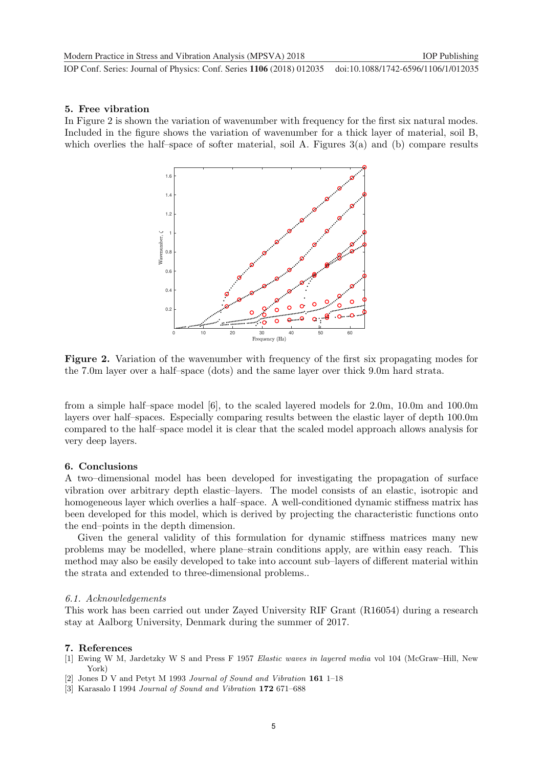## 5. Free vibration

In Figure 2 is shown the variation of wavenumber with frequency for the first six natural modes. Included in the figure shows the variation of wavenumber for a thick layer of material, soil B, which overlies the half–space of softer material, soil A. Figures 3(a) and (b) compare results from a simple half–space model [6], to the scaled layered models for 2.0m, 10.0m and 100.0m layers over half–spaces. Especially comparing results between the elastic layer of depth 100.0m compared to the half–space model it is clear that the scaled model approach allows analysis for very deep layers.

**Figure 2.** Variation of the wavenumber with frequency of the first six propagating modes for the 7.0m layer over a half–space (dots) and the same layer over thick 9.0m hard strata.

## 6. Conclusions

A two–dimensional model has been developed for investigating the propagation of surface vibration over arbitrary depth elastic–layers. The model consists of an elastic, isotropic and homogeneous layer which overlies a half–space. A well-conditioned dynamic stiffness matrix has been developed for this model, which is derived by projecting the characteristic functions onto the end–points in the depth dimension.

Given the general validity of this formulation for dynamic stiffness matrices many new problems may be modelled, where plane–strain conditions apply, are within easy reach. This method may also be easily developed to take into account sub–layers of different material within the strata and extended to three-dimensional problems..

### 6.1. Acknowledgements

This work has been carried out under Zayed University RIF Grant (R16054) during a research stay at Aalborg University, Denmark during the summer of 2017.

## 7. References

[1] Ewing W M, Jardetzky W S and Press F 1957 *Elastic waves in layered media* vol 104 (McGraw–Hill, New York)

[2] Jones D V and Petyt M 1993 *Journal of Sound and Vibration* **161** 1–18

[3] Karasalo I 1994 *Journal of Sound and Vibration* **172** 671–688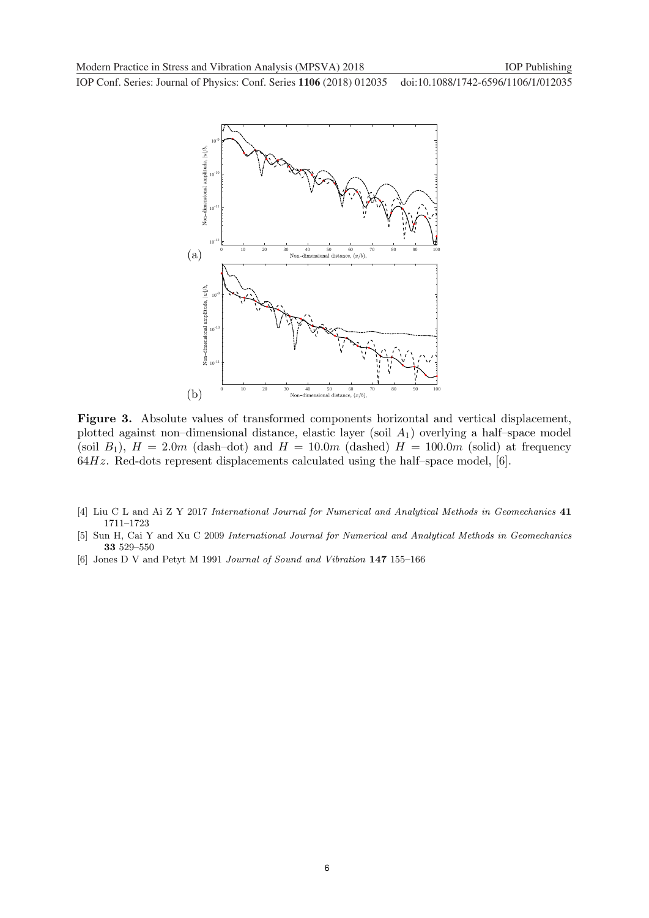Figure 3. Absolute values of transformed components horizontal and vertical displacement, plotted against non–dimensional distance, elastic layer (soil $A_1$) overlying a half–space model (soil $B_1$), $H = 2.0m$ (dash–dot) and $H = 10.0m$ (dashed) $H = 100.0m$ (solid) at frequency $64Hz$. Red-dots represent displacements calculated using the half–space model, [6].

[4] Liu C L and Ai Z Y 2017 *International Journal for Numerical and Analytical Methods in Geomechanics* **41** 1711–1723

[5] Sun H, Cai Y and Xu C 2009 *International Journal for Numerical and Analytical Methods in Geomechanics* **33** 529–550

[6] Jones D V and Petyt M 1991 *Journal of Sound and Vibration* **147** 155–166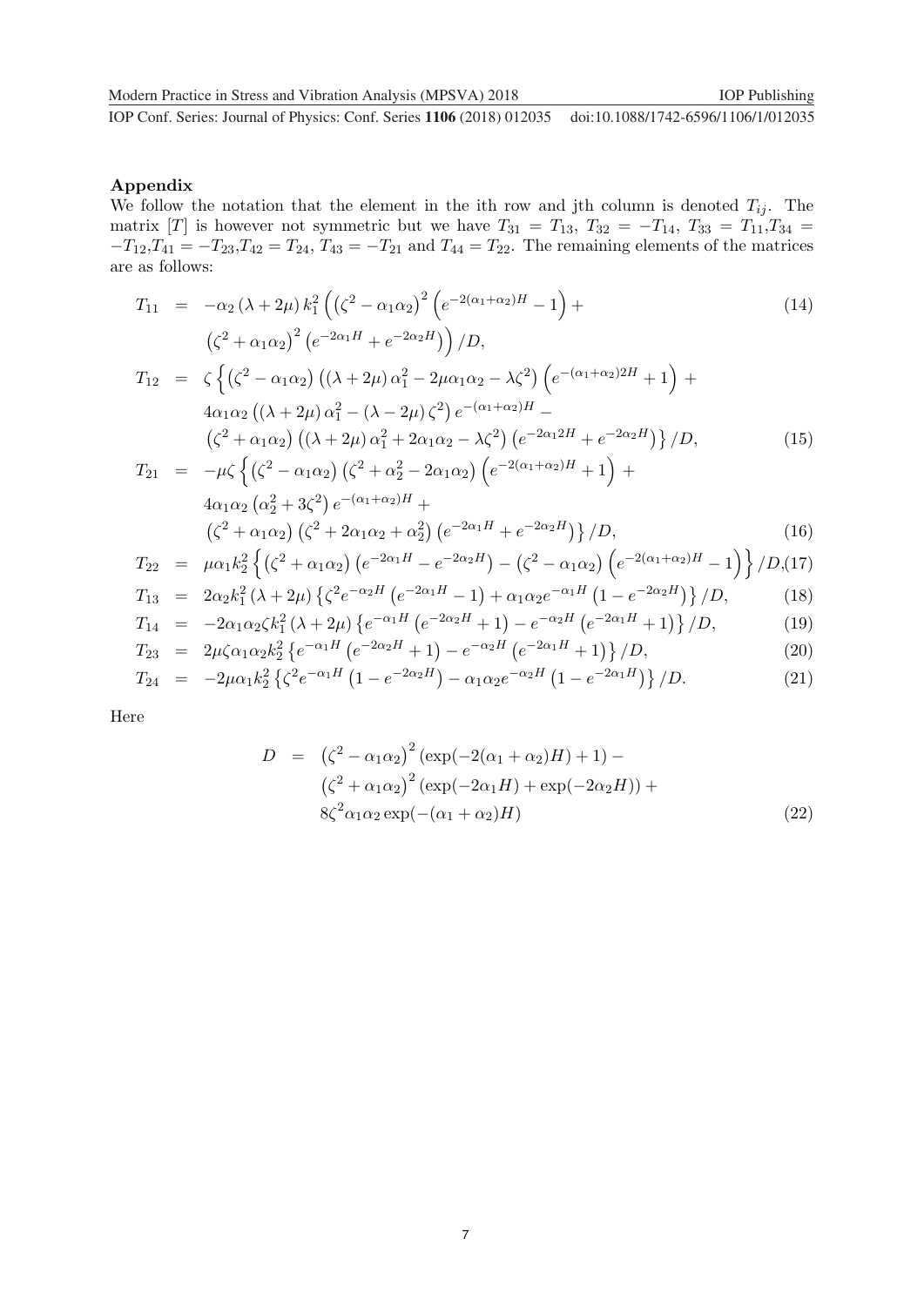## Appendix

We follow the notation that the element in the ith row and jth column is denoted $T_{ij}$. The matrix $[T]$ is however not symmetric but we have $T_{31} = T_{13}$, $T_{32} = -T_{14}$, $T_{33} = T_{11}$, $T_{34} = -T_{12}$, $T_{41} = -T_{23}$, $T_{42} = T_{24}$, $T_{43} = -T_{21}$ and $T_{44} = T_{22}$. The remaining elements of the matrices are as follows:

$$
\begin{aligned}
T_{11} &= -\alpha_2(\lambda+2\mu)k_1^2\Big(\left(\zeta^2-\alpha_1\alpha_2\right)^2\left(e^{-2(\alpha_1+\alpha_2)H}-1\right)+ \\
&\quad \left(\zeta^2+\alpha_1\alpha_2\right)^2\left(e^{-2\alpha_1 H}+e^{-2\alpha_2 H}\right)\Big)/D,
\end{aligned} \tag{14}
$$

$$
\begin{aligned}
T_{12} &= \zeta\Big\{\left(\zeta^2-\alpha_1\alpha_2\right)\left((\lambda+2\mu)\alpha_1^2-2\mu\alpha_1\alpha_2-\lambda\zeta^2\right)\left(e^{-(\alpha_1+\alpha_2)2H}+1\right)+ \\
&\quad 4\alpha_1\alpha_2\left((\lambda+2\mu)\alpha_1^2-(\lambda-2\mu)\zeta^2\right)e^{-(\alpha_1+\alpha_2)H}- \\
&\quad \left(\zeta^2+\alpha_1\alpha_2\right)\left((\lambda+2\mu)\alpha_1^2+2\alpha_1\alpha_2-\lambda\zeta^2\right)\left(e^{-2\alpha_1 2H}+e^{-2\alpha_2 H}\right)\Big\}/D,
\end{aligned} \tag{15}
$$

$$
\begin{aligned}
T_{21} &= -\mu\zeta\Big\{\left(\zeta^2-\alpha_1\alpha_2\right)\left(\zeta^2+\alpha_2^2-2\alpha_1\alpha_2\right)\left(e^{-2(\alpha_1+\alpha_2)H}+1\right)+ \\
&\quad 4\alpha_1\alpha_2\left(\alpha_2^2+3\zeta^2\right)e^{-(\alpha_1+\alpha_2)H}+ \\
&\quad \left(\zeta^2+\alpha_1\alpha_2\right)\left(\zeta^2+2\alpha_1\alpha_2+\alpha_2^2\right)\left(e^{-2\alpha_1 H}+e^{-2\alpha_2 H}\right)\Big\}/D,
\end{aligned} \tag{16}
$$

$$
T_{22} = \mu\alpha_1 k_2^2\Big\{\left(\zeta^2+\alpha_1\alpha_2\right)\left(e^{-2\alpha_1 H}-e^{-2\alpha_2 H}\right)-\left(\zeta^2-\alpha_1\alpha_2\right)\left(e^{-2(\alpha_1+\alpha_2)H}-1\right)\Big\}/D, \tag{17}
$$

$$
T_{13} = 2\alpha_2 k_1^2(\lambda+2\mu)\left\{\zeta^2 e^{-\alpha_2 H}\left(e^{-2\alpha_1 H}-1\right)+\alpha_1\alpha_2 e^{-\alpha_1 H}\left(1-e^{-2\alpha_2 H}\right)\right\}/D, \tag{18}
$$

$$
T_{14} = -2\alpha_1\alpha_2\zeta k_1^2(\lambda+2\mu)\left\{e^{-\alpha_1 H}\left(e^{-2\alpha_2 H}+1\right)-e^{-\alpha_2 H}\left(e^{-2\alpha_1 H}+1\right)\right\}/D, \tag{19}
$$

$$
T_{23} = 2\mu\zeta\alpha_1\alpha_2 k_2^2\left\{e^{-\alpha_1 H}\left(e^{-2\alpha_2 H}+1\right)-e^{-\alpha_2 H}\left(e^{-2\alpha_1 H}+1\right)\right\}/D, \tag{20}
$$

$$
T_{24} = -2\mu\alpha_1 k_2^2\left\{\zeta^2 e^{-\alpha_1 H}\left(1-e^{-2\alpha_2 H}\right)-\alpha_1\alpha_2 e^{-\alpha_2 H}\left(1-e^{-2\alpha_1 H}\right)\right\}/D. \tag{21}
$$

Here

$$
\begin{aligned}
D &= \left(\zeta^2-\alpha_1\alpha_2\right)^2\left(\exp(-2(\alpha_1+\alpha_2)H)+1\right)- \\
&\quad \left(\zeta^2+\alpha_1\alpha_2\right)^2\left(\exp(-2\alpha_1 H)+\exp(-2\alpha_2 H)\right)+ \\
&\quad 8\zeta^2\alpha_1\alpha_2\exp(-(\alpha_1+\alpha_2)H)
\end{aligned} \tag{22}
$$